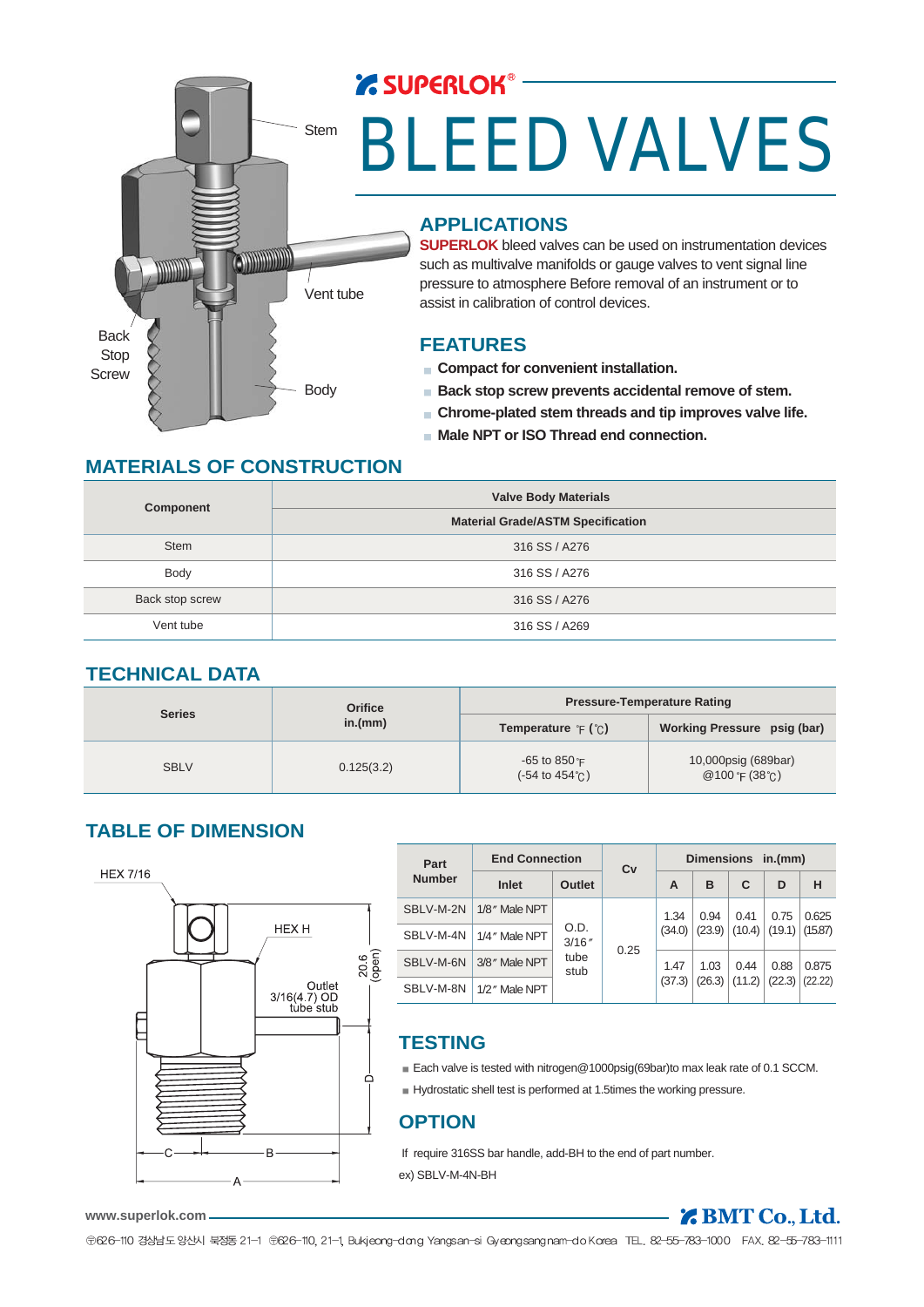# SUPERLOK® BLEED VALVES

Stem

Vent tube

Back Stop Screw

Body

## APPLICATIONS

**SUPERLOK** bleed valves can be used on instrumentation devices such as multivalve manifolds or gauge valves to vent signal line pressure to atmosphere Before removal of an instrument or to assist in calibration of control devices.

## FEATURES

- **Compact for convenient installation.**
- **Back stop screw prevents accidental remove of stem.**
- **Chrome-plated stem threads and tip improves valve life.**
- **Male NPT or ISO Thread end connection.**

## MATERIALS OF CONSTRUCTION

| Component | Valve Body Materials |
|---|---|
| | Material Grade/ASTM Specification |
| Stem | 316 SS / A276 |
| Body | 316 SS / A276 |
| Back stop screw | 316 SS / A276 |
| Vent tube | 316 SS / A269 |

## TECHNICAL DATA

| Series | Orifice in.(mm) | Pressure-Temperature Rating | |
|---|---|---|---|
| | | Temperature ℉ (℃) | Working Pressure psig (bar) |
| SBLV | 0.125(3.2) | -65 to 850℉ (-54 to 454℃) | 10,000psig (689bar) @100℉ (38℃) |

## TABLE OF DIMENSION

HEX 7/16

HEX H

Outlet 3/16(4.7) OD tube stub

20.6 (open)

D

C

B

A

| Part Number | End Connection | | Cv | Dimensions in.(mm) | | | | |
|---|---|---|---|---|---|---|---|---|
| | Inlet | Outlet | | A | B | C | D | H |
| SBLV-M-2N | 1/8″ Male NPT | O.D. 3/16″ tube stub | 0.25 | 1.34 (34.0) | 0.94 (23.9) | 0.41 (10.4) | 0.75 (19.1) | 0.625 (15.87) |
| SBLV-M-4N | 1/4″ Male NPT | | | | | | | |
| SBLV-M-6N | 3/8″ Male NPT | | | 1.47 (37.3) | 1.03 (26.3) | 0.44 (11.2) | 0.88 (22.3) | 0.875 (22.22) |
| SBLV-M-8N | 1/2″ Male NPT | | | | | | | |

## TESTING

- Each valve is tested with nitrogen@1000psig(69bar)to max leak rate of 0.1 SCCM.
- Hydrostatic shell test is performed at 1.5times the working pressure.

## OPTION

If require 316SS bar handle, add-BH to the end of part number.

ex) SBLV-M-4N-BH

www.superlok.com

BMT Co., Ltd.

㉾626-110 경상남도 양산시 북정동 21-1 ㉾626-110, 21-1, Bukjeong-dong Yangsan-si Gyeongsangnam-do Korea TEL. 82-55-783-1000 FAX. 82-55-783-1111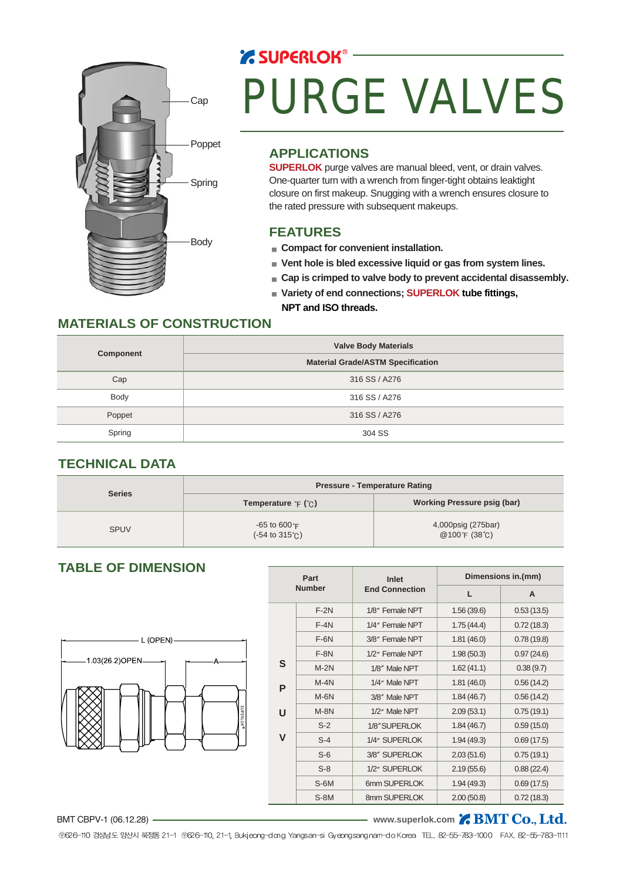SUPERLOK®

# PURGE VALVES

Cap

Poppet

Spring

Body

## APPLICATIONS

**SUPERLOK** purge valves are manual bleed, vent, or drain valves. One-quarter turn with a wrench from finger-tight obtains leaktight closure on first makeup. Snugging with a wrench ensures closure to the rated pressure with subsequent makeups.

## FEATURES

- **Compact for convenient installation.**
- **Vent hole is bled excessive liquid or gas from system lines.**
- **Cap is crimped to valve body to prevent accidental disassembly.**
- **Variety of end connections; SUPERLOK tube fittings, NPT and ISO threads.**

## MATERIALS OF CONSTRUCTION

| Component | Valve Body Materials |
|---|---|
| | Material Grade/ASTM Specification |
| Cap | 316 SS / A276 |
| Body | 316 SS / A276 |
| Poppet | 316 SS / A276 |
| Spring | 304 SS |

## TECHNICAL DATA

| Series | Pressure - Temperature Rating | |
|---|---|---|
| | Temperature ℉ (℃) | Working Pressure psig (bar) |
| SPUV | -65 to 600℉ (-54 to 315℃) | 4,000psig (275bar) @100℉ (38℃) |

## TABLE OF DIMENSION

L (OPEN)

1.03(26.2)OPEN

A

| | Part Number | Inlet End Connection | Dimensions in.(mm) | |
|---|---|---|---|---|
| | | | L | A |
| SPUV | F-2N | 1/8″ Female NPT | 1.56 (39.6) | 0.53 (13.5) |
| | F-4N | 1/4″ Female NPT | 1.75 (44.4) | 0.72 (18.3) |
| | F-6N | 3/8″ Female NPT | 1.81 (46.0) | 0.78 (19.8) |
| | F-8N | 1/2″ Female NPT | 1.98 (50.3) | 0.97 (24.6) |
| | M-2N | 1/8″ Male NPT | 1.62 (41.1) | 0.38 (9.7) |
| | M-4N | 1/4″ Male NPT | 1.81 (46.0) | 0.56 (14.2) |
| | M-6N | 3/8″ Male NPT | 1.84 (46.7) | 0.56 (14.2) |
| | M-8N | 1/2″ Male NPT | 2.09 (53.1) | 0.75 (19.1) |
| | S-2 | 1/8″ SUPERLOK | 1.84 (46.7) | 0.59 (15.0) |
| | S-4 | 1/4″ SUPERLOK | 1.94 (49.3) | 0.69 (17.5) |
| | S-6 | 3/8″ SUPERLOK | 2.03 (51.6) | 0.75 (19.1) |
| | S-8 | 1/2″ SUPERLOK | 2.19 (55.6) | 0.88 (22.4) |
| | S-6M | 6mm SUPERLOK | 1.94 (49.3) | 0.69 (17.5) |
| | S-8M | 8mm SUPERLOK | 2.00 (50.8) | 0.72 (18.3) |

BMT CBPV-1 (06.12.28) www.superlok.com BMT Co., Ltd.

㊖626-110 경상남도 양산시 북정동 21-1 ㊖626-110, 21-1, Bukjeong-dong Yangsan-si Gyeongsangnam-do Korea TEL. 82-55-783-1000 FAX. 82-55-783-1111